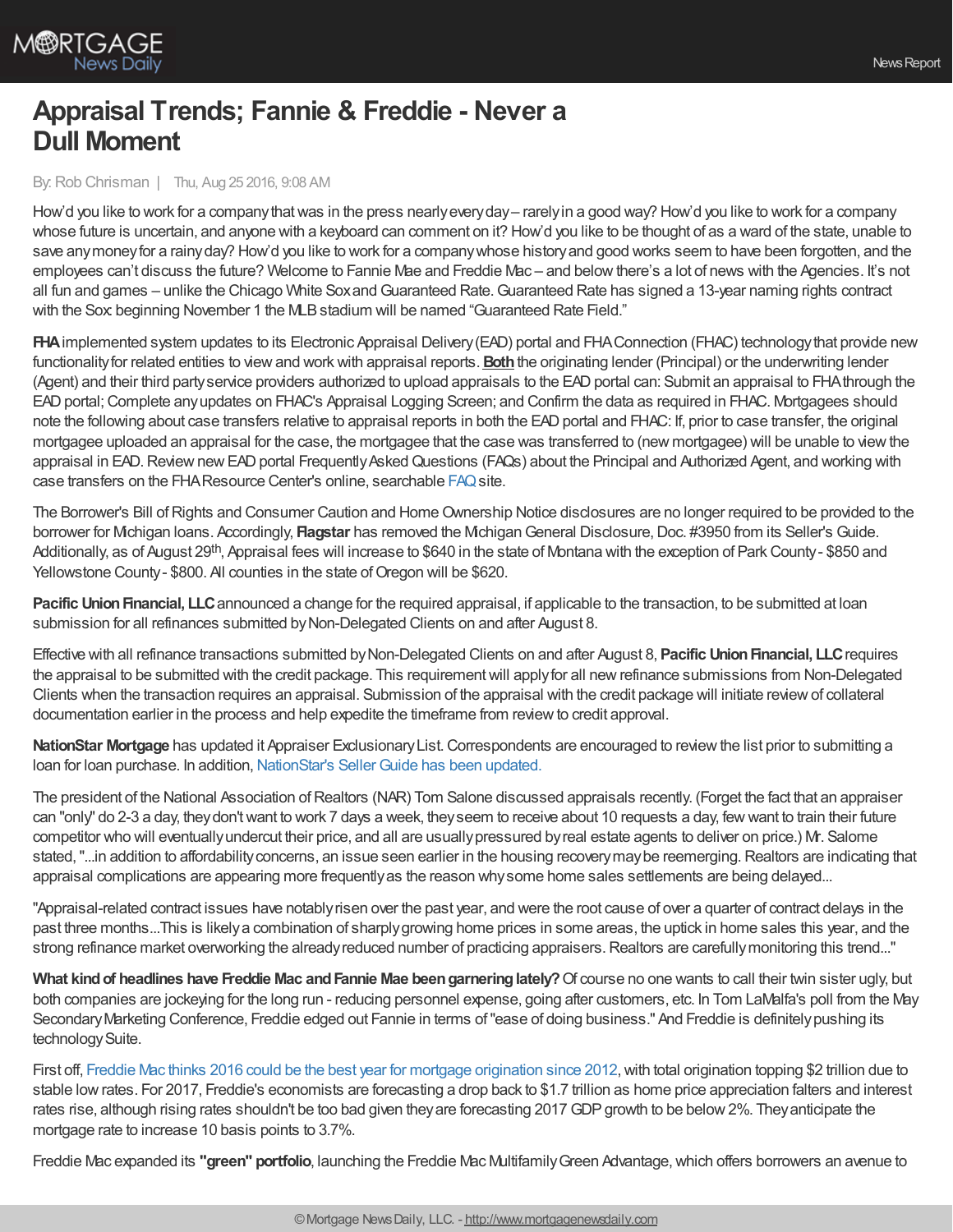# Appraisal Trends; Fannie & Freddie - Never a Dull Moment

By: Rob Chrisman | Thu, Aug 25 2016, 9:08 AM

How'd you like to work for a company that was in the press nearly every day – rarely in a good way? How'd you like to work for a company whose future is uncertain, and anyone with a keyboard can comment on it? How'd you like to be thought of as a ward of the state, unable to save any money for a rainy day? How'd you like to work for a company whose history and good works seem to have been forgotten, and the employees can't discuss the future? Welcome to Fannie Mae and Freddie Mac – and below there's a lot of news with the Agencies. It's not all fun and games – unlike the Chicago White Sox and Guaranteed Rate. Guaranteed Rate has signed a 13-year naming rights contract with the Sox: beginning November 1 the MLB stadium will be named "Guaranteed Rate Field."

**FHA** implemented system updates to its Electronic Appraisal Delivery (EAD) portal and FHA Connection (FHAC) technology that provide new functionality for related entities to view and work with appraisal reports. **Both** the originating lender (Principal) or the underwriting lender (Agent) and their third party service providers authorized to upload appraisals to the EAD portal can: Submit an appraisal to FHA through the EAD portal; Complete any updates on FHAC's Appraisal Logging Screen; and Confirm the data as required in FHAC. Mortgagees should note the following about case transfers relative to appraisal reports in both the EAD portal and FHAC: If, prior to case transfer, the original mortgagee uploaded an appraisal for the case, the mortgagee that the case was transferred to (new mortgagee) will be unable to view the appraisal in EAD. Review new EAD portal Frequently Asked Questions (FAQs) about the Principal and Authorized Agent, and working with case transfers on the FHA Resource Center's online, searchable FAQ site.

The Borrower's Bill of Rights and Consumer Caution and Home Ownership Notice disclosures are no longer required to be provided to the borrower for Michigan loans. Accordingly, **Flagstar** has removed the Michigan General Disclosure, Doc. #3950 from its Seller's Guide. Additionally, as of August 29th, Appraisal fees will increase to $640 in the state of Montana with the exception of Park County - $850 and Yellowstone County - $800. All counties in the state of Oregon will be $620.

**Pacific Union Financial, LLC** announced a change for the required appraisal, if applicable to the transaction, to be submitted at loan submission for all refinances submitted by Non-Delegated Clients on and after August 8.

Effective with all refinance transactions submitted by Non-Delegated Clients on and after August 8, **Pacific Union Financial, LLC** requires the appraisal to be submitted with the credit package. This requirement will apply for all new refinance submissions from Non-Delegated Clients when the transaction requires an appraisal. Submission of the appraisal with the credit package will initiate review of collateral documentation earlier in the process and help expedite the timeframe from review to credit approval.

**NationStar Mortgage** has updated it Appraiser Exclusionary List. Correspondents are encouraged to review the list prior to submitting a loan for loan purchase. In addition, NationStar's Seller Guide has been updated.

The president of the National Association of Realtors (NAR) Tom Salone discussed appraisals recently. (Forget the fact that an appraiser can "only" do 2-3 a day, they don't want to work 7 days a week, they seem to receive about 10 requests a day, few want to train their future competitor who will eventually undercut their price, and all are usually pressured by real estate agents to deliver on price.) Mr. Salome stated, "...in addition to affordability concerns, an issue seen earlier in the housing recovery may be reemerging. Realtors are indicating that appraisal complications are appearing more frequently as the reason why some home sales settlements are being delayed...

"Appraisal-related contract issues have notably risen over the past year, and were the root cause of over a quarter of contract delays in the past three months...This is likely a combination of sharply growing home prices in some areas, the uptick in home sales this year, and the strong refinance market overworking the already reduced number of practicing appraisers. Realtors are carefully monitoring this trend..."

**What kind of headlines have Freddie Mac and Fannie Mae been garnering lately?** Of course no one wants to call their twin sister ugly, but both companies are jockeying for the long run - reducing personnel expense, going after customers, etc. In Tom LaMalfa's poll from the May Secondary Marketing Conference, Freddie edged out Fannie in terms of "ease of doing business." And Freddie is definitely pushing its technology Suite.

First off, Freddie Mac thinks 2016 could be the best year for mortgage origination since 2012, with total origination topping $2 trillion due to stable low rates. For 2017, Freddie's economists are forecasting a drop back to $1.7 trillion as home price appreciation falters and interest rates rise, although rising rates shouldn't be too bad given they are forecasting 2017 GDP growth to be below 2%. They anticipate the mortgage rate to increase 10 basis points to 3.7%.

Freddie Mac expanded its **"green" portfolio**, launching the Freddie Mac Multifamily Green Advantage, which offers borrowers an avenue to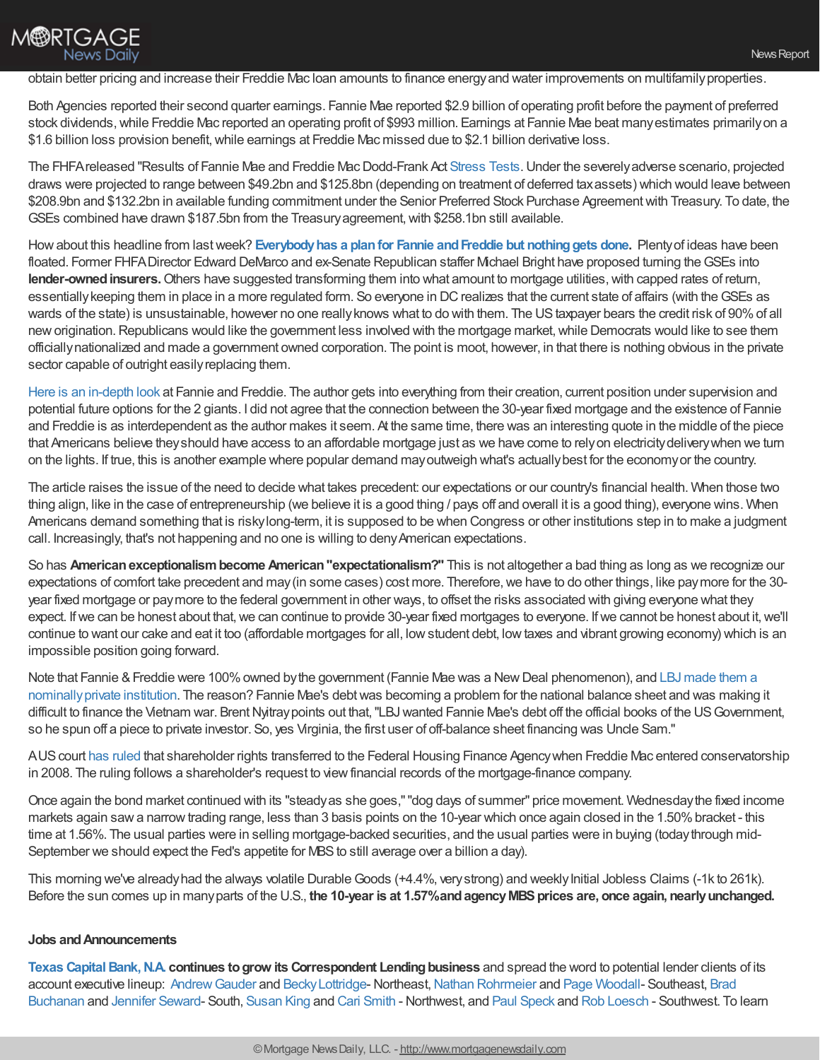obtain better pricing and increase their Freddie Mac loan amounts to finance energy and water improvements on multifamily properties.

Both Agencies reported their second quarter earnings. Fannie Mae reported $2.9 billion of operating profit before the payment of preferred stock dividends, while Freddie Mac reported an operating profit of $993 million. Earnings at Fannie Mae beat many estimates primarily on a $1.6 billion loss provision benefit, while earnings at Freddie Mac missed due to $2.1 billion derivative loss.

The FHFA released "Results of Fannie Mae and Freddie Mac Dodd-Frank Act Stress Tests. Under the severely adverse scenario, projected draws were projected to range between $49.2bn and $125.8bn (depending on treatment of deferred tax assets) which would leave between $208.9bn and $132.2bn in available funding commitment under the Senior Preferred Stock Purchase Agreement with Treasury. To date, the GSEs combined have drawn $187.5bn from the Treasury agreement, with $258.1bn still available.

How about this headline from last week? **Everybody has a plan for Fannie and Freddie but nothing gets done.** Plenty of ideas have been floated. Former FHFA Director Edward DeMarco and ex-Senate Republican staffer Michael Bright have proposed turning the GSEs into **lender-owned insurers.** Others have suggested transforming them into what amount to mortgage utilities, with capped rates of return, essentially keeping them in place in a more regulated form. So everyone in DC realizes that the current state of affairs (with the GSEs as wards of the state) is unsustainable, however no one really knows what to do with them. The US taxpayer bears the credit risk of 90% of all new origination. Republicans would like the government less involved with the mortgage market, while Democrats would like to see them officially nationalized and made a government owned corporation. The point is moot, however, in that there is nothing obvious in the private sector capable of outright easily replacing them.

Here is an in-depth look at Fannie and Freddie. The author gets into everything from their creation, current position under supervision and potential future options for the 2 giants. I did not agree that the connection between the 30-year fixed mortgage and the existence of Fannie and Freddie is as interdependent as the author makes it seem. At the same time, there was an interesting quote in the middle of the piece that Americans believe they should have access to an affordable mortgage just as we have come to rely on electricity delivery when we turn on the lights. If true, this is another example where popular demand may outweigh what's actually best for the economy or the country.

The article raises the issue of the need to decide what takes precedent: our expectations or our country's financial health. When those two thing align, like in the case of entrepreneurship (we believe it is a good thing / pays off and overall it is a good thing), everyone wins. When Americans demand something that is risky long-term, it is supposed to be when Congress or other institutions step in to make a judgment call. Increasingly, that's not happening and no one is willing to deny American expectations.

So has **American exceptionalism become American "expectationalism?"** This is not altogether a bad thing as long as we recognize our expectations of comfort take precedent and may (in some cases) cost more. Therefore, we have to do other things, like pay more for the 30-year fixed mortgage or pay more to the federal government in other ways, to offset the risks associated with giving everyone what they expect. If we can be honest about that, we can continue to provide 30-year fixed mortgages to everyone. If we cannot be honest about it, we'll continue to want our cake and eat it too (affordable mortgages for all, low student debt, low taxes and vibrant growing economy) which is an impossible position going forward.

Note that Fannie & Freddie were 100% owned by the government (Fannie Mae was a New Deal phenomenon), and LBJ made them a nominally private institution. The reason? Fannie Mae's debt was becoming a problem for the national balance sheet and was making it difficult to finance the Vietnam war. Brent Nyitray points out that, "LBJ wanted Fannie Mae's debt off the official books of the US Government, so he spun off a piece to private investor. So, yes Virginia, the first user of off-balance sheet financing was Uncle Sam."

A US court has ruled that shareholder rights transferred to the Federal Housing Finance Agency when Freddie Mac entered conservatorship in 2008. The ruling follows a shareholder's request to view financial records of the mortgage-finance company.

Once again the bond market continued with its "steady as she goes," "dog days of summer" price movement. Wednesday the fixed income markets again saw a narrow trading range, less than 3 basis points on the 10-year which once again closed in the 1.50% bracket - this time at 1.56%. The usual parties were in selling mortgage-backed securities, and the usual parties were in buying (today through mid-September we should expect the Fed's appetite for MBS to still average over a billion a day).

This morning we've already had the always volatile Durable Goods (+4.4%, very strong) and weekly Initial Jobless Claims (-1k to 261k). Before the sun comes up in many parts of the U.S., **the 10-year is at 1.57% and agency MBS prices are, once again, nearly unchanged.**

**Jobs and Announcements**

**Texas Capital Bank, N.A. continues to grow its Correspondent Lending business** and spread the word to potential lender clients of its account executive lineup: Andrew Gauder and Becky Lottridge- Northeast, Nathan Rohrmeier and Page Woodall- Southeast, Brad Buchanan and Jennifer Seward- South, Susan King and Cari Smith - Northwest, and Paul Speck and Rob Loesch - Southwest. To learn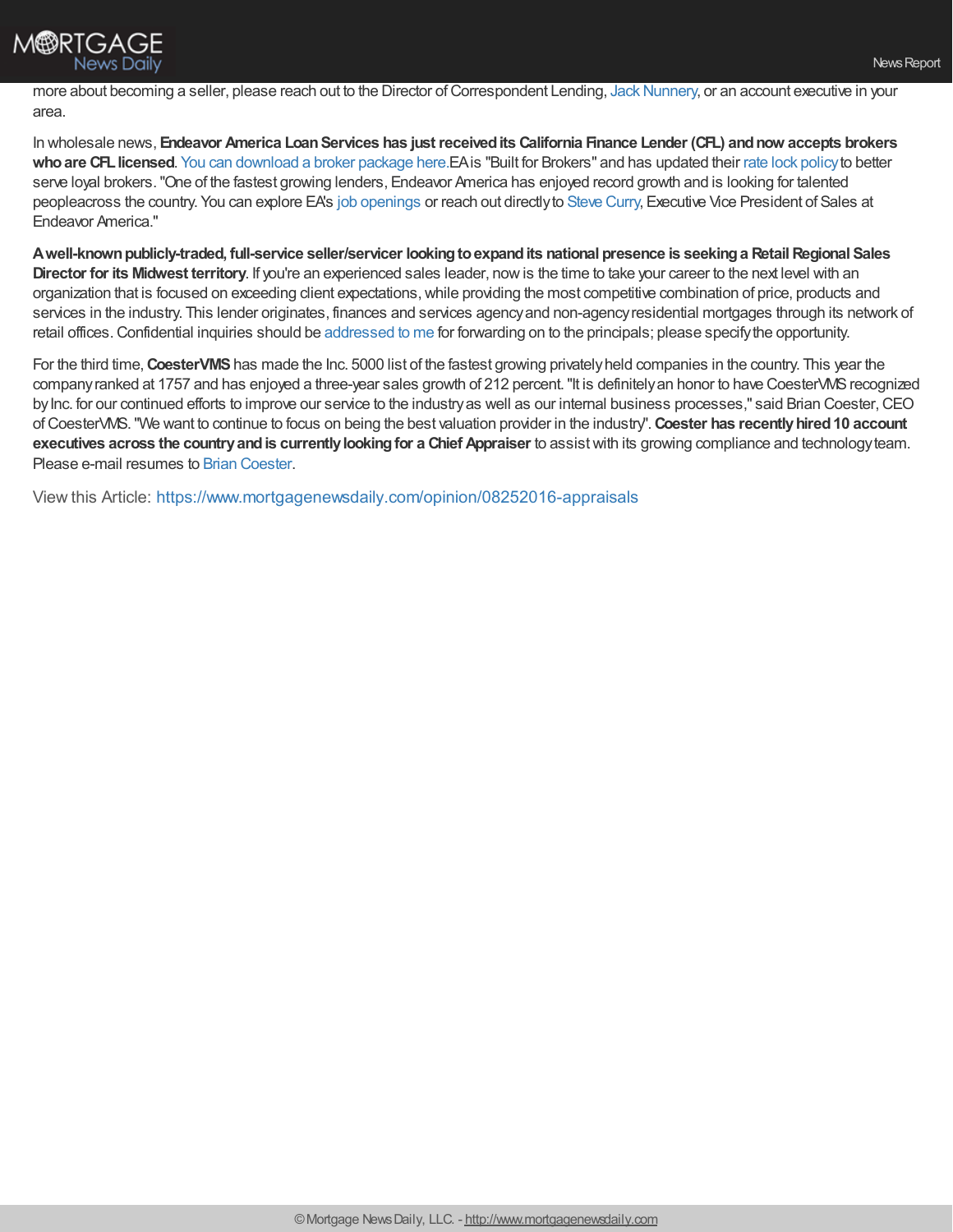more about becoming a seller, please reach out to the Director of Correspondent Lending, Jack Nunnery, or an account executive in your area.

In wholesale news, **Endeavor America Loan Services has just received its California Finance Lender (CFL) and now accepts brokers who are CFL licensed**. You can download a broker package here. EA is "Built for Brokers" and has updated their rate lock policy to better serve loyal brokers. "One of the fastest growing lenders, Endeavor America has enjoyed record growth and is looking for talented peopleacross the country. You can explore EA's job openings or reach out directly to Steve Curry, Executive Vice President of Sales at Endeavor America."

**A well-known publicly-traded, full-service seller/servicer looking to expand its national presence is seeking a Retail Regional Sales Director for its Midwest territory**. If you're an experienced sales leader, now is the time to take your career to the next level with an organization that is focused on exceeding client expectations, while providing the most competitive combination of price, products and services in the industry. This lender originates, finances and services agency and non-agency residential mortgages through its network of retail offices. Confidential inquiries should be addressed to me for forwarding on to the principals; please specify the opportunity.

For the third time, **CoesterVMS** has made the Inc. 5000 list of the fastest growing privately held companies in the country. This year the company ranked at 1757 and has enjoyed a three-year sales growth of 212 percent. "It is definitely an honor to have CoesterVMS recognized by Inc. for our continued efforts to improve our service to the industry as well as our internal business processes," said Brian Coester, CEO of CoesterVMS. "We want to continue to focus on being the best valuation provider in the industry". **Coester has recently hired 10 account executives across the country and is currently looking for a Chief Appraiser** to assist with its growing compliance and technology team. Please e-mail resumes to Brian Coester.

View this Article: https://www.mortgagenewsdaily.com/opinion/08252016-appraisals